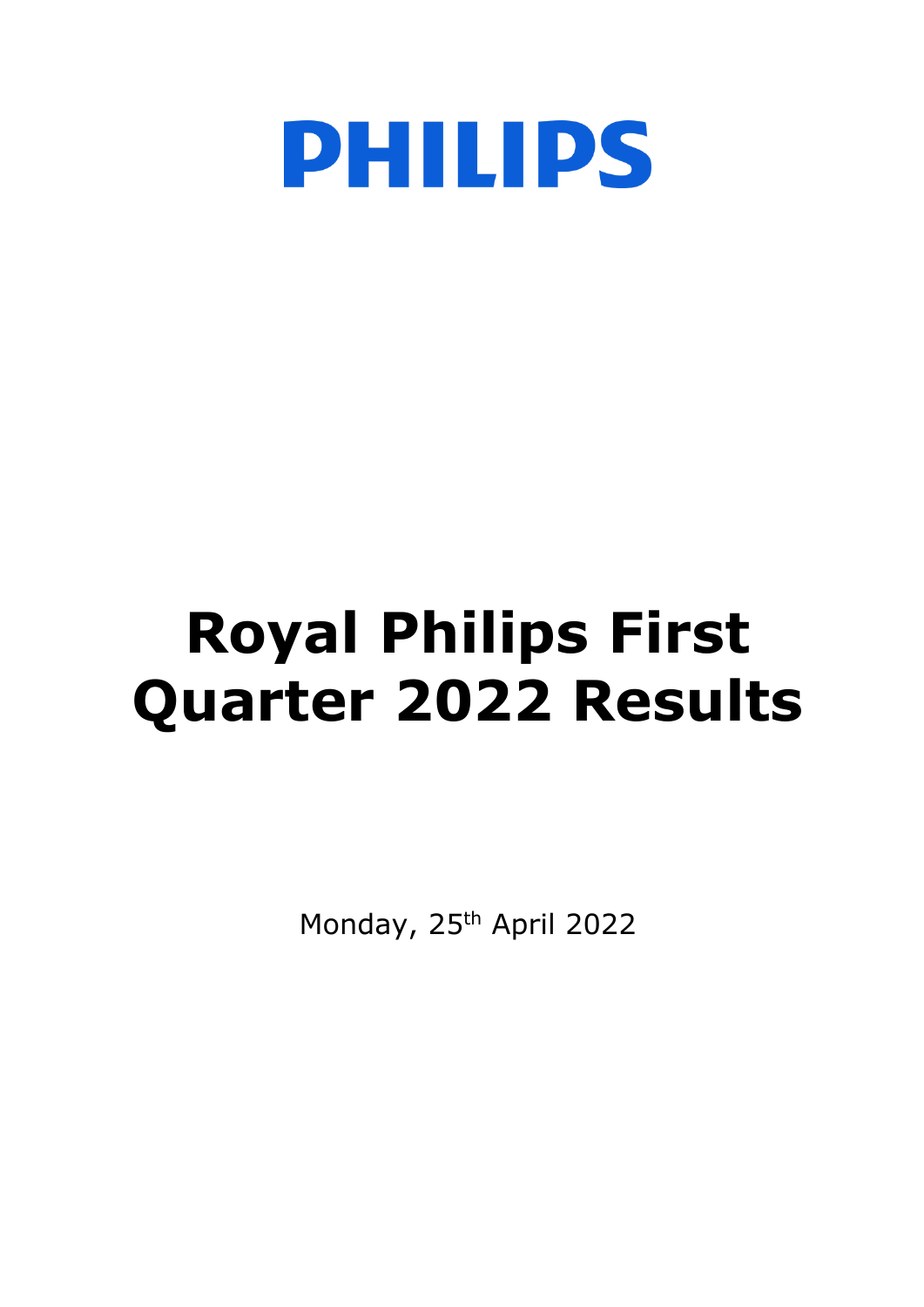# PHILIPS

# Royal Philips First Quarter 2022 Results

Monday, 25th April 2022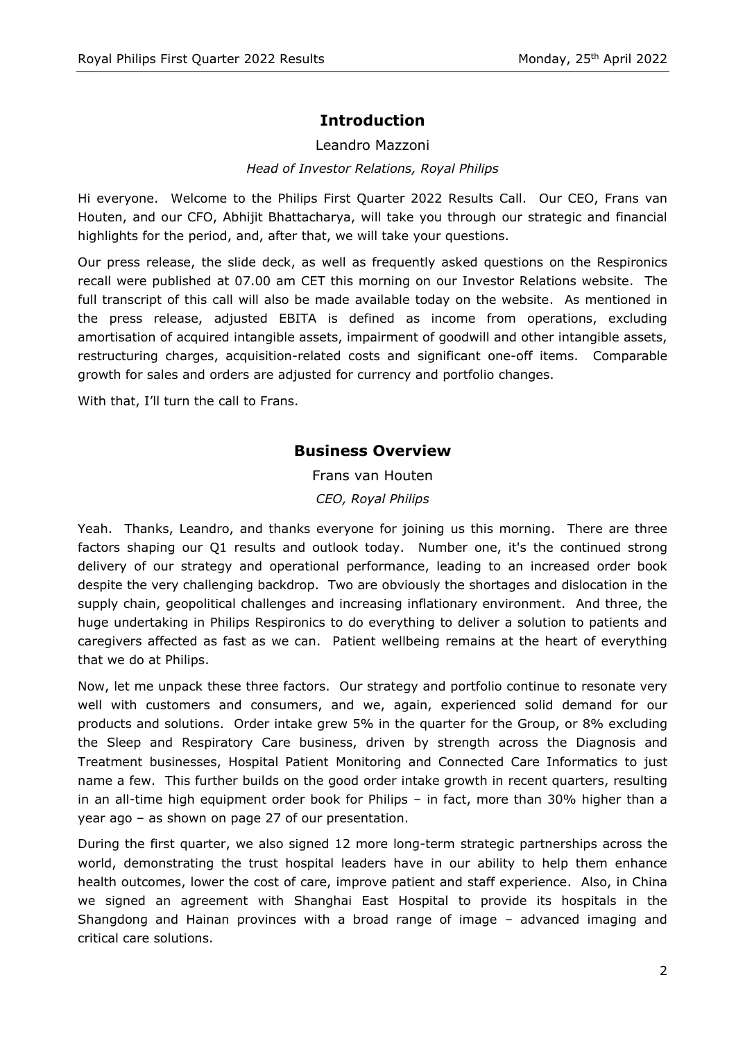## Introduction

Leandro Mazzoni

*Head of Investor Relations, Royal Philips*

Hi everyone. Welcome to the Philips First Quarter 2022 Results Call. Our CEO, Frans van Houten, and our CFO, Abhijit Bhattacharya, will take you through our strategic and financial highlights for the period, and, after that, we will take your questions.

Our press release, the slide deck, as well as frequently asked questions on the Respironics recall were published at 07.00 am CET this morning on our Investor Relations website. The full transcript of this call will also be made available today on the website. As mentioned in the press release, adjusted EBITA is defined as income from operations, excluding amortisation of acquired intangible assets, impairment of goodwill and other intangible assets, restructuring charges, acquisition-related costs and significant one-off items. Comparable growth for sales and orders are adjusted for currency and portfolio changes.

With that, I'll turn the call to Frans.

## Business Overview

Frans van Houten

*CEO, Royal Philips*

Yeah. Thanks, Leandro, and thanks everyone for joining us this morning. There are three factors shaping our Q1 results and outlook today. Number one, it's the continued strong delivery of our strategy and operational performance, leading to an increased order book despite the very challenging backdrop. Two are obviously the shortages and dislocation in the supply chain, geopolitical challenges and increasing inflationary environment. And three, the huge undertaking in Philips Respironics to do everything to deliver a solution to patients and caregivers affected as fast as we can. Patient wellbeing remains at the heart of everything that we do at Philips.

Now, let me unpack these three factors. Our strategy and portfolio continue to resonate very well with customers and consumers, and we, again, experienced solid demand for our products and solutions. Order intake grew 5% in the quarter for the Group, or 8% excluding the Sleep and Respiratory Care business, driven by strength across the Diagnosis and Treatment businesses, Hospital Patient Monitoring and Connected Care Informatics to just name a few. This further builds on the good order intake growth in recent quarters, resulting in an all-time high equipment order book for Philips – in fact, more than 30% higher than a year ago – as shown on page 27 of our presentation.

During the first quarter, we also signed 12 more long-term strategic partnerships across the world, demonstrating the trust hospital leaders have in our ability to help them enhance health outcomes, lower the cost of care, improve patient and staff experience. Also, in China we signed an agreement with Shanghai East Hospital to provide its hospitals in the Shangdong and Hainan provinces with a broad range of image – advanced imaging and critical care solutions.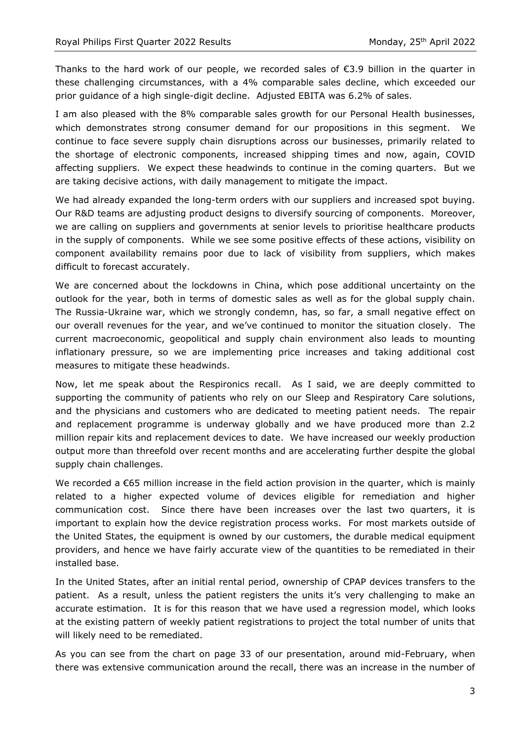Thanks to the hard work of our people, we recorded sales of €3.9 billion in the quarter in these challenging circumstances, with a 4% comparable sales decline, which exceeded our prior guidance of a high single-digit decline. Adjusted EBITA was 6.2% of sales.

I am also pleased with the 8% comparable sales growth for our Personal Health businesses, which demonstrates strong consumer demand for our propositions in this segment. We continue to face severe supply chain disruptions across our businesses, primarily related to the shortage of electronic components, increased shipping times and now, again, COVID affecting suppliers. We expect these headwinds to continue in the coming quarters. But we are taking decisive actions, with daily management to mitigate the impact.

We had already expanded the long-term orders with our suppliers and increased spot buying. Our R&D teams are adjusting product designs to diversify sourcing of components. Moreover, we are calling on suppliers and governments at senior levels to prioritise healthcare products in the supply of components. While we see some positive effects of these actions, visibility on component availability remains poor due to lack of visibility from suppliers, which makes difficult to forecast accurately.

We are concerned about the lockdowns in China, which pose additional uncertainty on the outlook for the year, both in terms of domestic sales as well as for the global supply chain. The Russia-Ukraine war, which we strongly condemn, has, so far, a small negative effect on our overall revenues for the year, and we've continued to monitor the situation closely. The current macroeconomic, geopolitical and supply chain environment also leads to mounting inflationary pressure, so we are implementing price increases and taking additional cost measures to mitigate these headwinds.

Now, let me speak about the Respironics recall. As I said, we are deeply committed to supporting the community of patients who rely on our Sleep and Respiratory Care solutions, and the physicians and customers who are dedicated to meeting patient needs. The repair and replacement programme is underway globally and we have produced more than 2.2 million repair kits and replacement devices to date. We have increased our weekly production output more than threefold over recent months and are accelerating further despite the global supply chain challenges.

We recorded a €65 million increase in the field action provision in the quarter, which is mainly related to a higher expected volume of devices eligible for remediation and higher communication cost. Since there have been increases over the last two quarters, it is important to explain how the device registration process works. For most markets outside of the United States, the equipment is owned by our customers, the durable medical equipment providers, and hence we have fairly accurate view of the quantities to be remediated in their installed base.

In the United States, after an initial rental period, ownership of CPAP devices transfers to the patient. As a result, unless the patient registers the units it's very challenging to make an accurate estimation. It is for this reason that we have used a regression model, which looks at the existing pattern of weekly patient registrations to project the total number of units that will likely need to be remediated.

As you can see from the chart on page 33 of our presentation, around mid-February, when there was extensive communication around the recall, there was an increase in the number of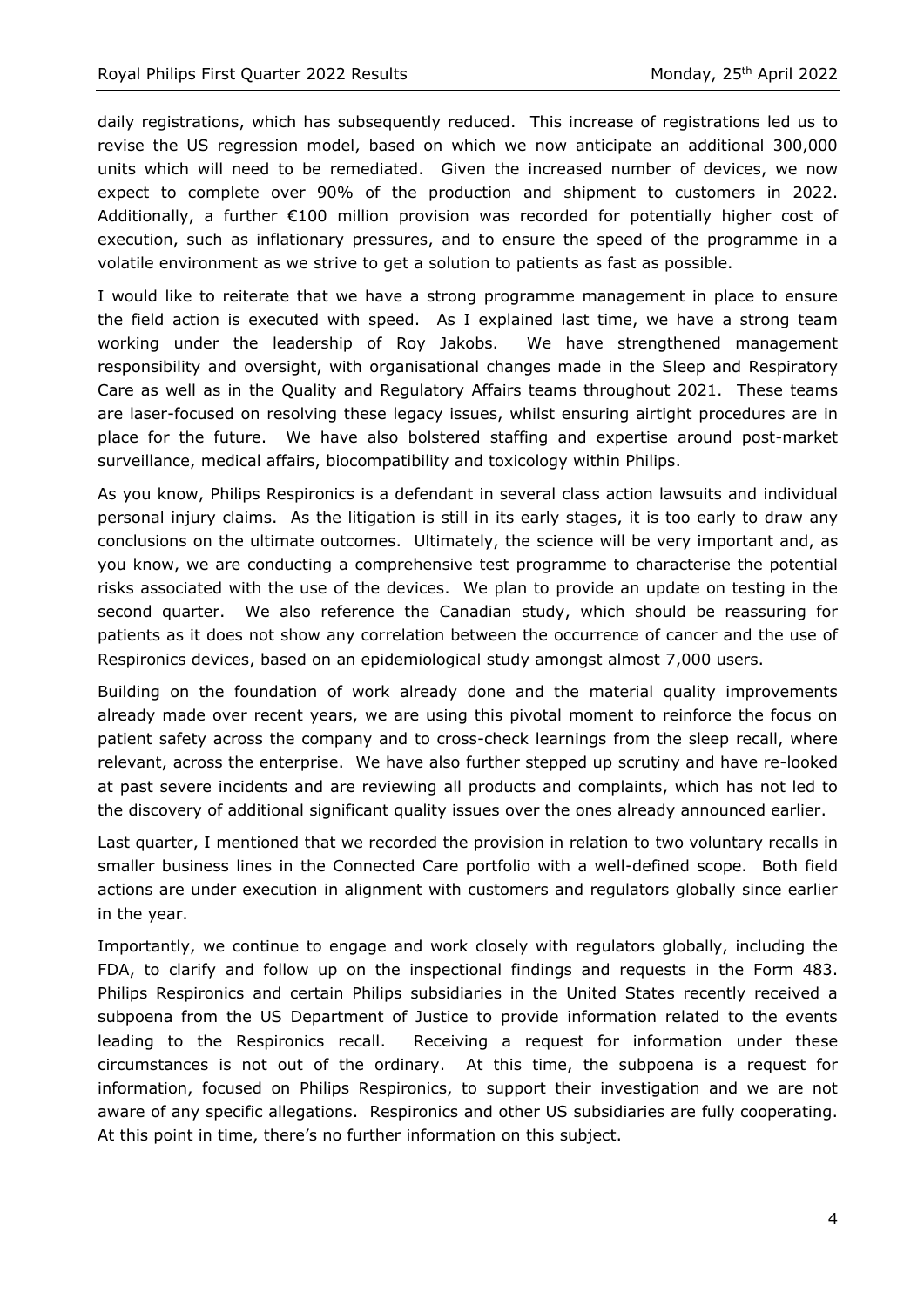daily registrations, which has subsequently reduced. This increase of registrations led us to revise the US regression model, based on which we now anticipate an additional 300,000 units which will need to be remediated. Given the increased number of devices, we now expect to complete over 90% of the production and shipment to customers in 2022. Additionally, a further €100 million provision was recorded for potentially higher cost of execution, such as inflationary pressures, and to ensure the speed of the programme in a volatile environment as we strive to get a solution to patients as fast as possible.

I would like to reiterate that we have a strong programme management in place to ensure the field action is executed with speed. As I explained last time, we have a strong team working under the leadership of Roy Jakobs. We have strengthened management responsibility and oversight, with organisational changes made in the Sleep and Respiratory Care as well as in the Quality and Regulatory Affairs teams throughout 2021. These teams are laser-focused on resolving these legacy issues, whilst ensuring airtight procedures are in place for the future. We have also bolstered staffing and expertise around post-market surveillance, medical affairs, biocompatibility and toxicology within Philips.

As you know, Philips Respironics is a defendant in several class action lawsuits and individual personal injury claims. As the litigation is still in its early stages, it is too early to draw any conclusions on the ultimate outcomes. Ultimately, the science will be very important and, as you know, we are conducting a comprehensive test programme to characterise the potential risks associated with the use of the devices. We plan to provide an update on testing in the second quarter. We also reference the Canadian study, which should be reassuring for patients as it does not show any correlation between the occurrence of cancer and the use of Respironics devices, based on an epidemiological study amongst almost 7,000 users.

Building on the foundation of work already done and the material quality improvements already made over recent years, we are using this pivotal moment to reinforce the focus on patient safety across the company and to cross-check learnings from the sleep recall, where relevant, across the enterprise. We have also further stepped up scrutiny and have re-looked at past severe incidents and are reviewing all products and complaints, which has not led to the discovery of additional significant quality issues over the ones already announced earlier.

Last quarter, I mentioned that we recorded the provision in relation to two voluntary recalls in smaller business lines in the Connected Care portfolio with a well-defined scope. Both field actions are under execution in alignment with customers and regulators globally since earlier in the year.

Importantly, we continue to engage and work closely with regulators globally, including the FDA, to clarify and follow up on the inspectional findings and requests in the Form 483. Philips Respironics and certain Philips subsidiaries in the United States recently received a subpoena from the US Department of Justice to provide information related to the events leading to the Respironics recall. Receiving a request for information under these circumstances is not out of the ordinary. At this time, the subpoena is a request for information, focused on Philips Respironics, to support their investigation and we are not aware of any specific allegations. Respironics and other US subsidiaries are fully cooperating. At this point in time, there's no further information on this subject.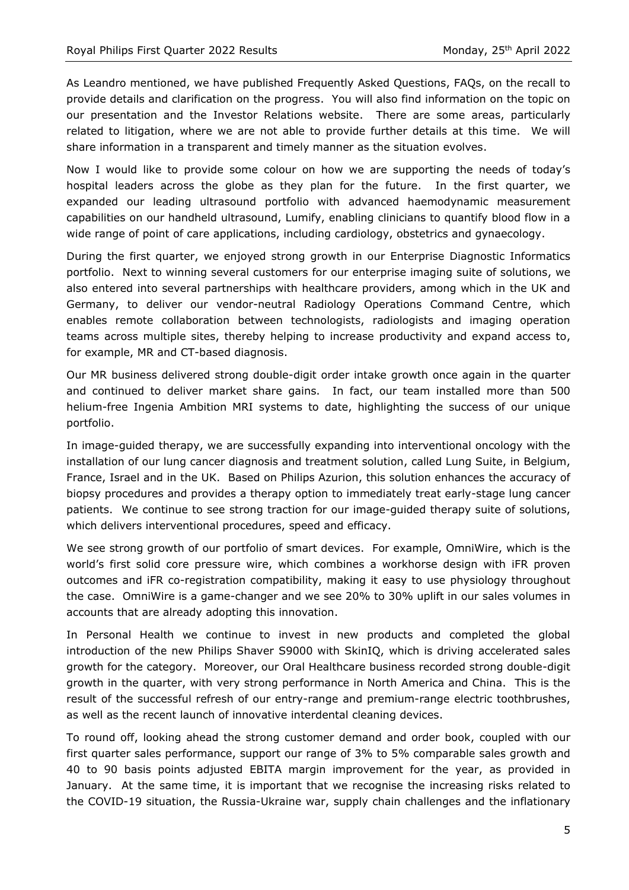As Leandro mentioned, we have published Frequently Asked Questions, FAQs, on the recall to provide details and clarification on the progress. You will also find information on the topic on our presentation and the Investor Relations website. There are some areas, particularly related to litigation, where we are not able to provide further details at this time. We will share information in a transparent and timely manner as the situation evolves.

Now I would like to provide some colour on how we are supporting the needs of today's hospital leaders across the globe as they plan for the future. In the first quarter, we expanded our leading ultrasound portfolio with advanced haemodynamic measurement capabilities on our handheld ultrasound, Lumify, enabling clinicians to quantify blood flow in a wide range of point of care applications, including cardiology, obstetrics and gynaecology.

During the first quarter, we enjoyed strong growth in our Enterprise Diagnostic Informatics portfolio. Next to winning several customers for our enterprise imaging suite of solutions, we also entered into several partnerships with healthcare providers, among which in the UK and Germany, to deliver our vendor-neutral Radiology Operations Command Centre, which enables remote collaboration between technologists, radiologists and imaging operation teams across multiple sites, thereby helping to increase productivity and expand access to, for example, MR and CT-based diagnosis.

Our MR business delivered strong double-digit order intake growth once again in the quarter and continued to deliver market share gains. In fact, our team installed more than 500 helium-free Ingenia Ambition MRI systems to date, highlighting the success of our unique portfolio.

In image-guided therapy, we are successfully expanding into interventional oncology with the installation of our lung cancer diagnosis and treatment solution, called Lung Suite, in Belgium, France, Israel and in the UK. Based on Philips Azurion, this solution enhances the accuracy of biopsy procedures and provides a therapy option to immediately treat early-stage lung cancer patients. We continue to see strong traction for our image-guided therapy suite of solutions, which delivers interventional procedures, speed and efficacy.

We see strong growth of our portfolio of smart devices. For example, OmniWire, which is the world's first solid core pressure wire, which combines a workhorse design with iFR proven outcomes and iFR co-registration compatibility, making it easy to use physiology throughout the case. OmniWire is a game-changer and we see 20% to 30% uplift in our sales volumes in accounts that are already adopting this innovation.

In Personal Health we continue to invest in new products and completed the global introduction of the new Philips Shaver S9000 with SkinIQ, which is driving accelerated sales growth for the category. Moreover, our Oral Healthcare business recorded strong double-digit growth in the quarter, with very strong performance in North America and China. This is the result of the successful refresh of our entry-range and premium-range electric toothbrushes, as well as the recent launch of innovative interdental cleaning devices.

To round off, looking ahead the strong customer demand and order book, coupled with our first quarter sales performance, support our range of 3% to 5% comparable sales growth and 40 to 90 basis points adjusted EBITA margin improvement for the year, as provided in January. At the same time, it is important that we recognise the increasing risks related to the COVID-19 situation, the Russia-Ukraine war, supply chain challenges and the inflationary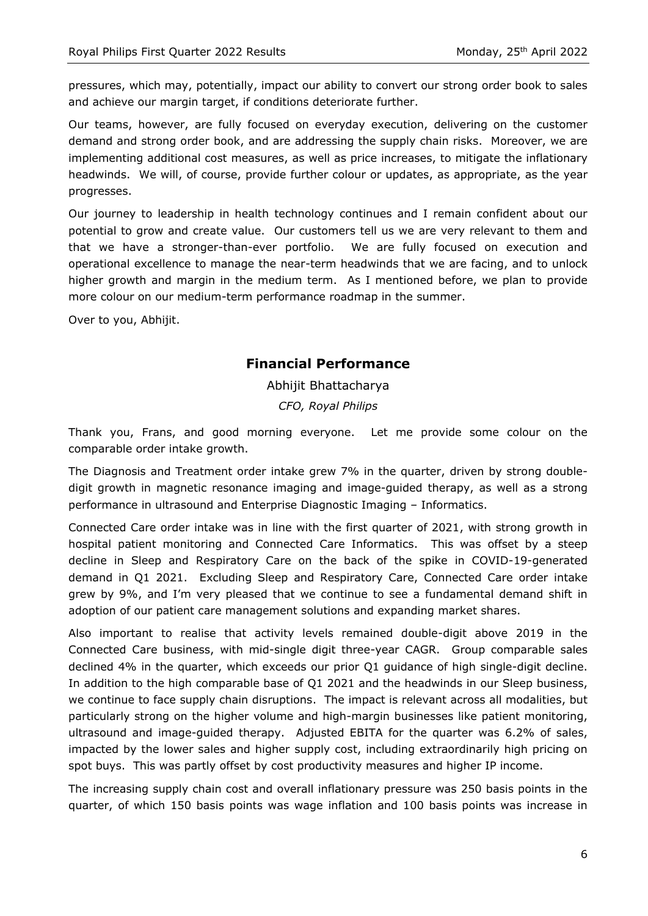pressures, which may, potentially, impact our ability to convert our strong order book to sales and achieve our margin target, if conditions deteriorate further.

Our teams, however, are fully focused on everyday execution, delivering on the customer demand and strong order book, and are addressing the supply chain risks. Moreover, we are implementing additional cost measures, as well as price increases, to mitigate the inflationary headwinds. We will, of course, provide further colour or updates, as appropriate, as the year progresses.

Our journey to leadership in health technology continues and I remain confident about our potential to grow and create value. Our customers tell us we are very relevant to them and that we have a stronger-than-ever portfolio. We are fully focused on execution and operational excellence to manage the near-term headwinds that we are facing, and to unlock higher growth and margin in the medium term. As I mentioned before, we plan to provide more colour on our medium-term performance roadmap in the summer.

Over to you, Abhijit.

## Financial Performance

Abhijit Bhattacharya

*CFO, Royal Philips*

Thank you, Frans, and good morning everyone. Let me provide some colour on the comparable order intake growth.

The Diagnosis and Treatment order intake grew 7% in the quarter, driven by strong double-digit growth in magnetic resonance imaging and image-guided therapy, as well as a strong performance in ultrasound and Enterprise Diagnostic Imaging – Informatics.

Connected Care order intake was in line with the first quarter of 2021, with strong growth in hospital patient monitoring and Connected Care Informatics. This was offset by a steep decline in Sleep and Respiratory Care on the back of the spike in COVID-19-generated demand in Q1 2021. Excluding Sleep and Respiratory Care, Connected Care order intake grew by 9%, and I'm very pleased that we continue to see a fundamental demand shift in adoption of our patient care management solutions and expanding market shares.

Also important to realise that activity levels remained double-digit above 2019 in the Connected Care business, with mid-single digit three-year CAGR. Group comparable sales declined 4% in the quarter, which exceeds our prior Q1 guidance of high single-digit decline. In addition to the high comparable base of Q1 2021 and the headwinds in our Sleep business, we continue to face supply chain disruptions. The impact is relevant across all modalities, but particularly strong on the higher volume and high-margin businesses like patient monitoring, ultrasound and image-guided therapy. Adjusted EBITA for the quarter was 6.2% of sales, impacted by the lower sales and higher supply cost, including extraordinarily high pricing on spot buys. This was partly offset by cost productivity measures and higher IP income.

The increasing supply chain cost and overall inflationary pressure was 250 basis points in the quarter, of which 150 basis points was wage inflation and 100 basis points was increase in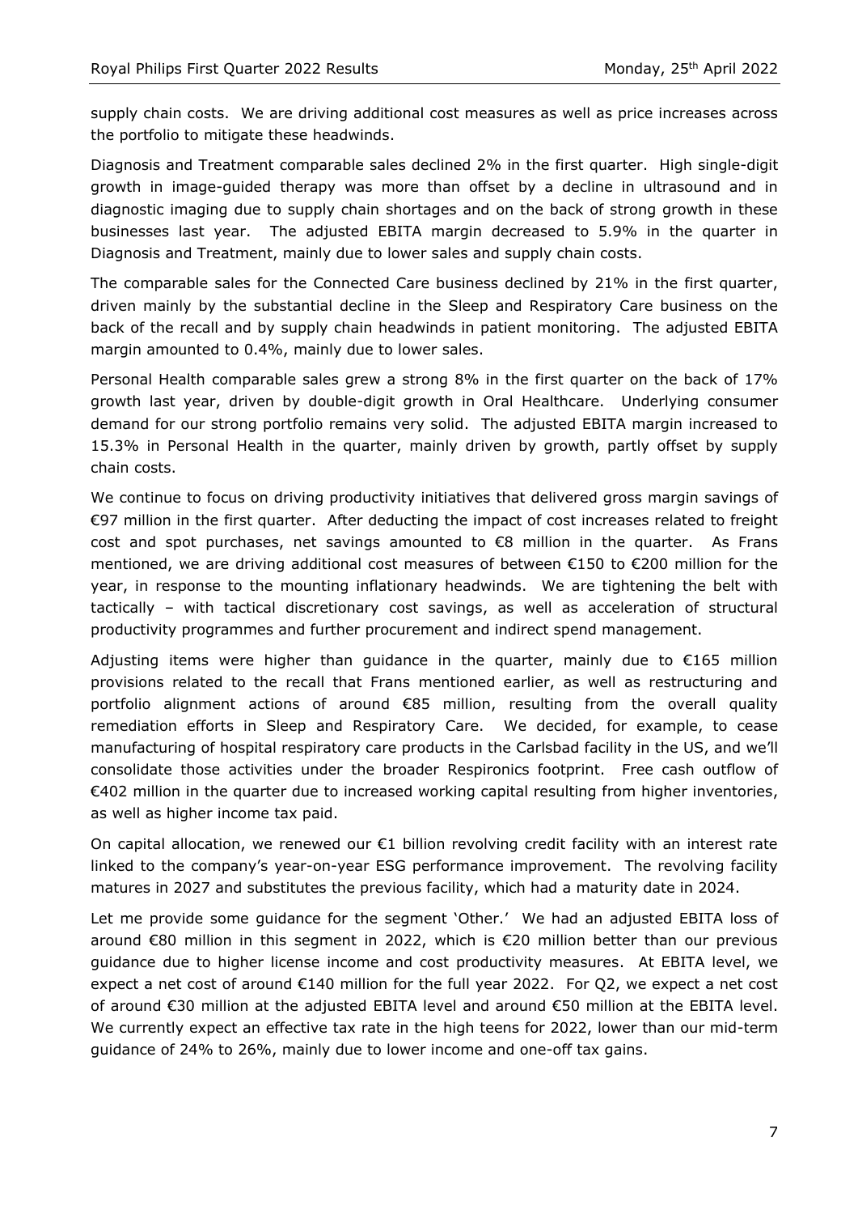supply chain costs. We are driving additional cost measures as well as price increases across the portfolio to mitigate these headwinds.

Diagnosis and Treatment comparable sales declined 2% in the first quarter. High single-digit growth in image-guided therapy was more than offset by a decline in ultrasound and in diagnostic imaging due to supply chain shortages and on the back of strong growth in these businesses last year. The adjusted EBITA margin decreased to 5.9% in the quarter in Diagnosis and Treatment, mainly due to lower sales and supply chain costs.

The comparable sales for the Connected Care business declined by 21% in the first quarter, driven mainly by the substantial decline in the Sleep and Respiratory Care business on the back of the recall and by supply chain headwinds in patient monitoring. The adjusted EBITA margin amounted to 0.4%, mainly due to lower sales.

Personal Health comparable sales grew a strong 8% in the first quarter on the back of 17% growth last year, driven by double-digit growth in Oral Healthcare. Underlying consumer demand for our strong portfolio remains very solid. The adjusted EBITA margin increased to 15.3% in Personal Health in the quarter, mainly driven by growth, partly offset by supply chain costs.

We continue to focus on driving productivity initiatives that delivered gross margin savings of €97 million in the first quarter. After deducting the impact of cost increases related to freight cost and spot purchases, net savings amounted to €8 million in the quarter. As Frans mentioned, we are driving additional cost measures of between €150 to €200 million for the year, in response to the mounting inflationary headwinds. We are tightening the belt with tactically – with tactical discretionary cost savings, as well as acceleration of structural productivity programmes and further procurement and indirect spend management.

Adjusting items were higher than guidance in the quarter, mainly due to €165 million provisions related to the recall that Frans mentioned earlier, as well as restructuring and portfolio alignment actions of around €85 million, resulting from the overall quality remediation efforts in Sleep and Respiratory Care. We decided, for example, to cease manufacturing of hospital respiratory care products in the Carlsbad facility in the US, and we'll consolidate those activities under the broader Respironics footprint. Free cash outflow of €402 million in the quarter due to increased working capital resulting from higher inventories, as well as higher income tax paid.

On capital allocation, we renewed our €1 billion revolving credit facility with an interest rate linked to the company's year-on-year ESG performance improvement. The revolving facility matures in 2027 and substitutes the previous facility, which had a maturity date in 2024.

Let me provide some guidance for the segment 'Other.' We had an adjusted EBITA loss of around €80 million in this segment in 2022, which is €20 million better than our previous guidance due to higher license income and cost productivity measures. At EBITA level, we expect a net cost of around €140 million for the full year 2022. For Q2, we expect a net cost of around €30 million at the adjusted EBITA level and around €50 million at the EBITA level. We currently expect an effective tax rate in the high teens for 2022, lower than our mid-term guidance of 24% to 26%, mainly due to lower income and one-off tax gains.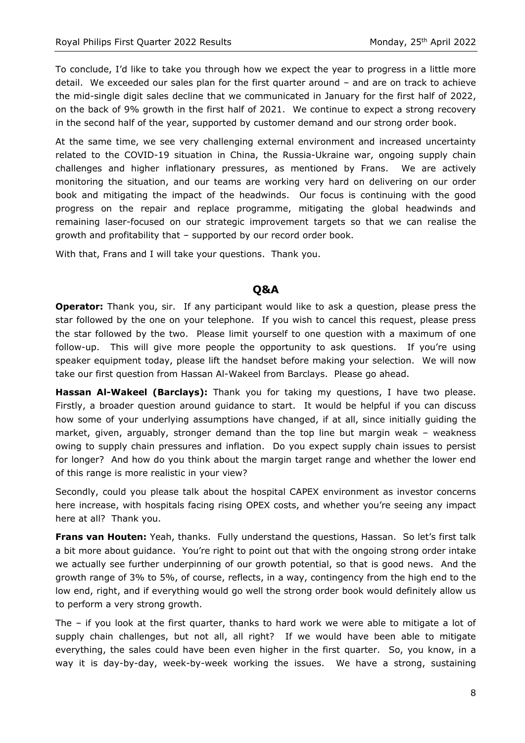To conclude, I'd like to take you through how we expect the year to progress in a little more detail. We exceeded our sales plan for the first quarter around – and are on track to achieve the mid-single digit sales decline that we communicated in January for the first half of 2022, on the back of 9% growth in the first half of 2021. We continue to expect a strong recovery in the second half of the year, supported by customer demand and our strong order book.

At the same time, we see very challenging external environment and increased uncertainty related to the COVID-19 situation in China, the Russia-Ukraine war, ongoing supply chain challenges and higher inflationary pressures, as mentioned by Frans. We are actively monitoring the situation, and our teams are working very hard on delivering on our order book and mitigating the impact of the headwinds. Our focus is continuing with the good progress on the repair and replace programme, mitigating the global headwinds and remaining laser-focused on our strategic improvement targets so that we can realise the growth and profitability that – supported by our record order book.

With that, Frans and I will take your questions. Thank you.

## Q&A

**Operator:** Thank you, sir. If any participant would like to ask a question, please press the star followed by the one on your telephone. If you wish to cancel this request, please press the star followed by the two. Please limit yourself to one question with a maximum of one follow-up. This will give more people the opportunity to ask questions. If you're using speaker equipment today, please lift the handset before making your selection. We will now take our first question from Hassan Al-Wakeel from Barclays. Please go ahead.

**Hassan Al-Wakeel (Barclays):** Thank you for taking my questions, I have two please. Firstly, a broader question around guidance to start. It would be helpful if you can discuss how some of your underlying assumptions have changed, if at all, since initially guiding the market, given, arguably, stronger demand than the top line but margin weak – weakness owing to supply chain pressures and inflation. Do you expect supply chain issues to persist for longer? And how do you think about the margin target range and whether the lower end of this range is more realistic in your view?

Secondly, could you please talk about the hospital CAPEX environment as investor concerns here increase, with hospitals facing rising OPEX costs, and whether you're seeing any impact here at all? Thank you.

**Frans van Houten:** Yeah, thanks. Fully understand the questions, Hassan. So let's first talk a bit more about guidance. You're right to point out that with the ongoing strong order intake we actually see further underpinning of our growth potential, so that is good news. And the growth range of 3% to 5%, of course, reflects, in a way, contingency from the high end to the low end, right, and if everything would go well the strong order book would definitely allow us to perform a very strong growth.

The – if you look at the first quarter, thanks to hard work we were able to mitigate a lot of supply chain challenges, but not all, all right? If we would have been able to mitigate everything, the sales could have been even higher in the first quarter. So, you know, in a way it is day-by-day, week-by-week working the issues. We have a strong, sustaining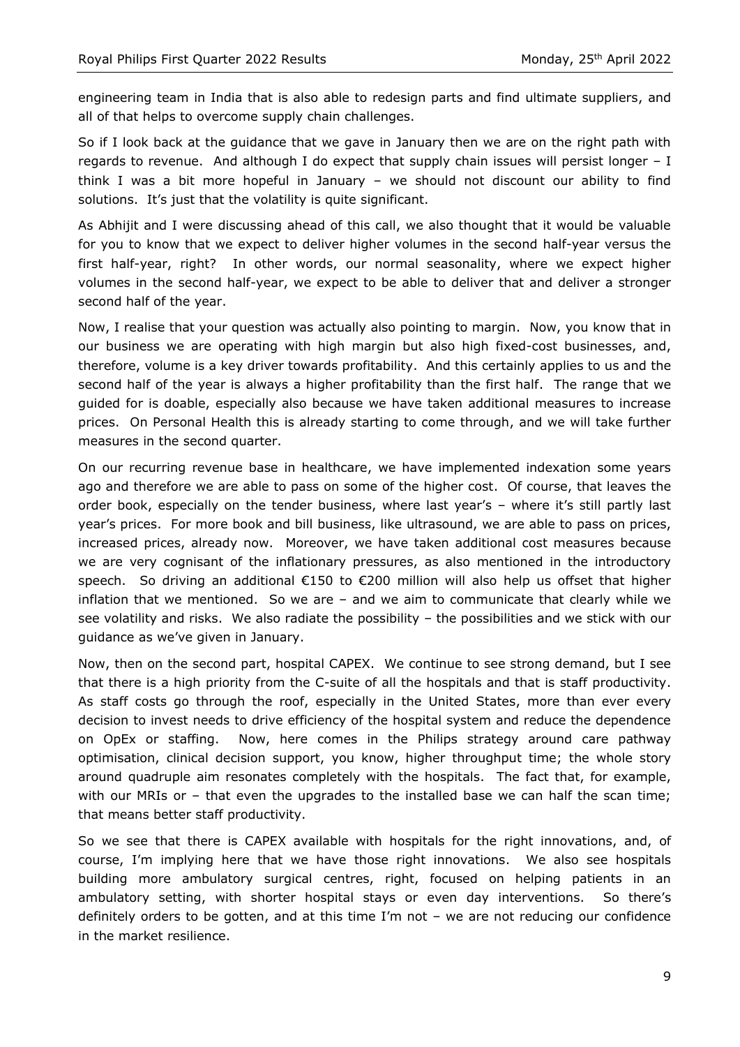engineering team in India that is also able to redesign parts and find ultimate suppliers, and all of that helps to overcome supply chain challenges.

So if I look back at the guidance that we gave in January then we are on the right path with regards to revenue. And although I do expect that supply chain issues will persist longer – I think I was a bit more hopeful in January – we should not discount our ability to find solutions. It's just that the volatility is quite significant.

As Abhijit and I were discussing ahead of this call, we also thought that it would be valuable for you to know that we expect to deliver higher volumes in the second half-year versus the first half-year, right? In other words, our normal seasonality, where we expect higher volumes in the second half-year, we expect to be able to deliver that and deliver a stronger second half of the year.

Now, I realise that your question was actually also pointing to margin. Now, you know that in our business we are operating with high margin but also high fixed-cost businesses, and, therefore, volume is a key driver towards profitability. And this certainly applies to us and the second half of the year is always a higher profitability than the first half. The range that we guided for is doable, especially also because we have taken additional measures to increase prices. On Personal Health this is already starting to come through, and we will take further measures in the second quarter.

On our recurring revenue base in healthcare, we have implemented indexation some years ago and therefore we are able to pass on some of the higher cost. Of course, that leaves the order book, especially on the tender business, where last year's – where it's still partly last year's prices. For more book and bill business, like ultrasound, we are able to pass on prices, increased prices, already now. Moreover, we have taken additional cost measures because we are very cognisant of the inflationary pressures, as also mentioned in the introductory speech. So driving an additional €150 to €200 million will also help us offset that higher inflation that we mentioned. So we are – and we aim to communicate that clearly while we see volatility and risks. We also radiate the possibility – the possibilities and we stick with our guidance as we've given in January.

Now, then on the second part, hospital CAPEX. We continue to see strong demand, but I see that there is a high priority from the C-suite of all the hospitals and that is staff productivity. As staff costs go through the roof, especially in the United States, more than ever every decision to invest needs to drive efficiency of the hospital system and reduce the dependence on OpEx or staffing. Now, here comes in the Philips strategy around care pathway optimisation, clinical decision support, you know, higher throughput time; the whole story around quadruple aim resonates completely with the hospitals. The fact that, for example, with our MRIs or – that even the upgrades to the installed base we can half the scan time; that means better staff productivity.

So we see that there is CAPEX available with hospitals for the right innovations, and, of course, I'm implying here that we have those right innovations. We also see hospitals building more ambulatory surgical centres, right, focused on helping patients in an ambulatory setting, with shorter hospital stays or even day interventions. So there's definitely orders to be gotten, and at this time I'm not – we are not reducing our confidence in the market resilience.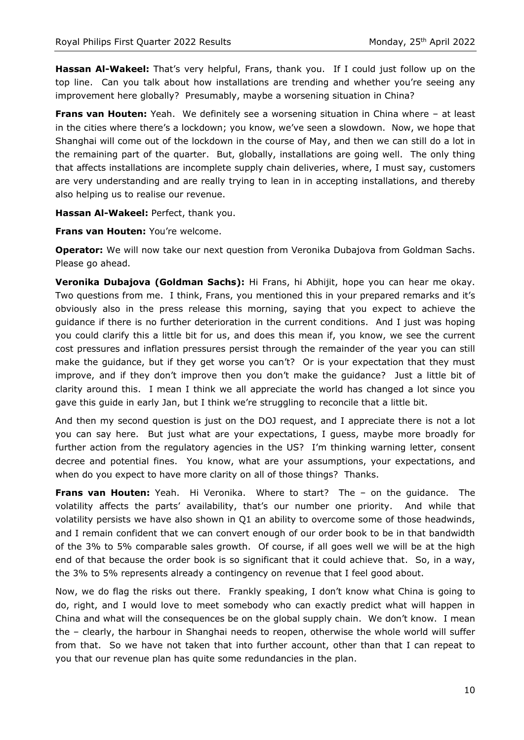**Hassan Al-Wakeel:** That's very helpful, Frans, thank you. If I could just follow up on the top line. Can you talk about how installations are trending and whether you're seeing any improvement here globally? Presumably, maybe a worsening situation in China?

**Frans van Houten:** Yeah. We definitely see a worsening situation in China where – at least in the cities where there's a lockdown; you know, we've seen a slowdown. Now, we hope that Shanghai will come out of the lockdown in the course of May, and then we can still do a lot in the remaining part of the quarter. But, globally, installations are going well. The only thing that affects installations are incomplete supply chain deliveries, where, I must say, customers are very understanding and are really trying to lean in in accepting installations, and thereby also helping us to realise our revenue.

**Hassan Al-Wakeel:** Perfect, thank you.

**Frans van Houten:** You're welcome.

**Operator:** We will now take our next question from Veronika Dubajova from Goldman Sachs. Please go ahead.

**Veronika Dubajova (Goldman Sachs):** Hi Frans, hi Abhijit, hope you can hear me okay. Two questions from me. I think, Frans, you mentioned this in your prepared remarks and it's obviously also in the press release this morning, saying that you expect to achieve the guidance if there is no further deterioration in the current conditions. And I just was hoping you could clarify this a little bit for us, and does this mean if, you know, we see the current cost pressures and inflation pressures persist through the remainder of the year you can still make the guidance, but if they get worse you can't? Or is your expectation that they must improve, and if they don't improve then you don't make the guidance? Just a little bit of clarity around this. I mean I think we all appreciate the world has changed a lot since you gave this guide in early Jan, but I think we're struggling to reconcile that a little bit.

And then my second question is just on the DOJ request, and I appreciate there is not a lot you can say here. But just what are your expectations, I guess, maybe more broadly for further action from the regulatory agencies in the US? I'm thinking warning letter, consent decree and potential fines. You know, what are your assumptions, your expectations, and when do you expect to have more clarity on all of those things? Thanks.

**Frans van Houten:** Yeah. Hi Veronika. Where to start? The – on the guidance. The volatility affects the parts' availability, that's our number one priority. And while that volatility persists we have also shown in Q1 an ability to overcome some of those headwinds, and I remain confident that we can convert enough of our order book to be in that bandwidth of the 3% to 5% comparable sales growth. Of course, if all goes well we will be at the high end of that because the order book is so significant that it could achieve that. So, in a way, the 3% to 5% represents already a contingency on revenue that I feel good about.

Now, we do flag the risks out there. Frankly speaking, I don't know what China is going to do, right, and I would love to meet somebody who can exactly predict what will happen in China and what will the consequences be on the global supply chain. We don't know. I mean the – clearly, the harbour in Shanghai needs to reopen, otherwise the whole world will suffer from that. So we have not taken that into further account, other than that I can repeat to you that our revenue plan has quite some redundancies in the plan.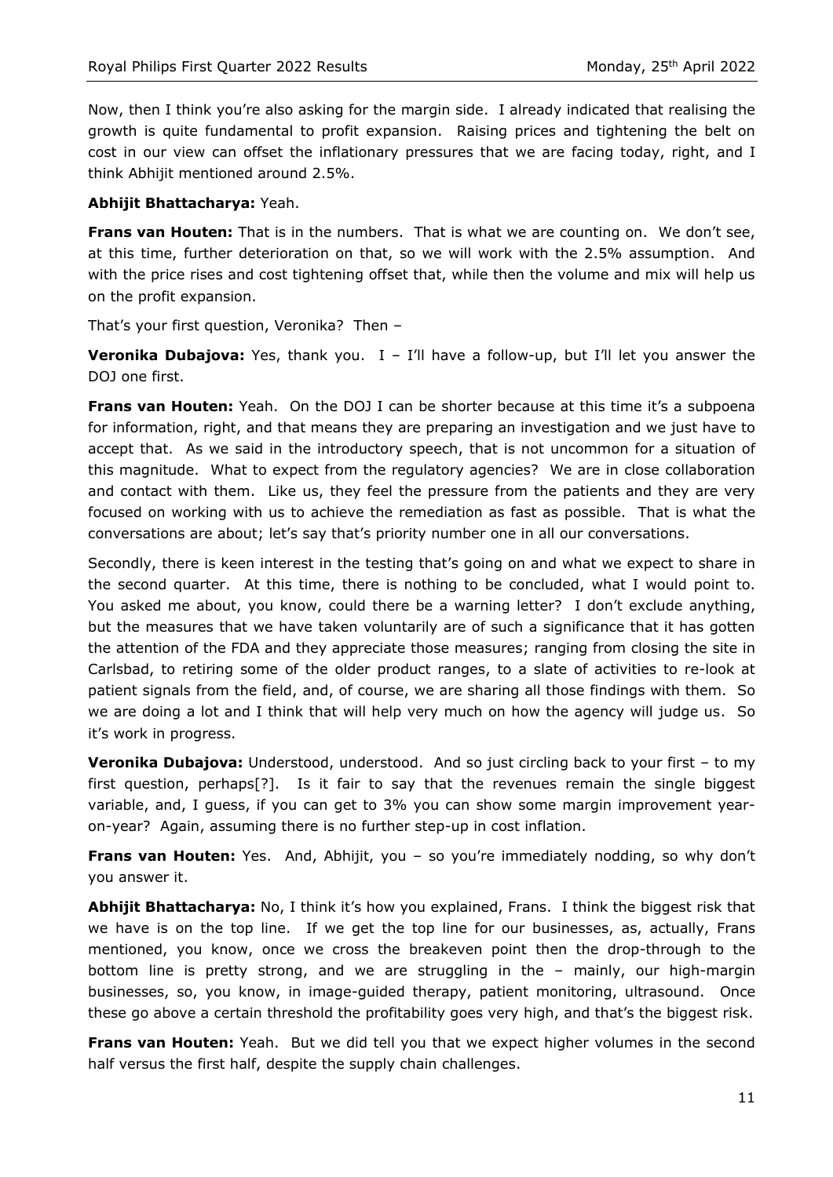Now, then I think you're also asking for the margin side. I already indicated that realising the growth is quite fundamental to profit expansion. Raising prices and tightening the belt on cost in our view can offset the inflationary pressures that we are facing today, right, and I think Abhijit mentioned around 2.5%.

**Abhijit Bhattacharya:** Yeah.

**Frans van Houten:** That is in the numbers. That is what we are counting on. We don't see, at this time, further deterioration on that, so we will work with the 2.5% assumption. And with the price rises and cost tightening offset that, while then the volume and mix will help us on the profit expansion.

That's your first question, Veronika? Then –

**Veronika Dubajova:** Yes, thank you. I – I'll have a follow-up, but I'll let you answer the DOJ one first.

**Frans van Houten:** Yeah. On the DOJ I can be shorter because at this time it's a subpoena for information, right, and that means they are preparing an investigation and we just have to accept that. As we said in the introductory speech, that is not uncommon for a situation of this magnitude. What to expect from the regulatory agencies? We are in close collaboration and contact with them. Like us, they feel the pressure from the patients and they are very focused on working with us to achieve the remediation as fast as possible. That is what the conversations are about; let's say that's priority number one in all our conversations.

Secondly, there is keen interest in the testing that's going on and what we expect to share in the second quarter. At this time, there is nothing to be concluded, what I would point to. You asked me about, you know, could there be a warning letter? I don't exclude anything, but the measures that we have taken voluntarily are of such a significance that it has gotten the attention of the FDA and they appreciate those measures; ranging from closing the site in Carlsbad, to retiring some of the older product ranges, to a slate of activities to re-look at patient signals from the field, and, of course, we are sharing all those findings with them. So we are doing a lot and I think that will help very much on how the agency will judge us. So it's work in progress.

**Veronika Dubajova:** Understood, understood. And so just circling back to your first – to my first question, perhaps[?]. Is it fair to say that the revenues remain the single biggest variable, and, I guess, if you can get to 3% you can show some margin improvement year-on-year? Again, assuming there is no further step-up in cost inflation.

**Frans van Houten:** Yes. And, Abhijit, you – so you're immediately nodding, so why don't you answer it.

**Abhijit Bhattacharya:** No, I think it's how you explained, Frans. I think the biggest risk that we have is on the top line. If we get the top line for our businesses, as, actually, Frans mentioned, you know, once we cross the breakeven point then the drop-through to the bottom line is pretty strong, and we are struggling in the – mainly, our high-margin businesses, so, you know, in image-guided therapy, patient monitoring, ultrasound. Once these go above a certain threshold the profitability goes very high, and that's the biggest risk.

**Frans van Houten:** Yeah. But we did tell you that we expect higher volumes in the second half versus the first half, despite the supply chain challenges.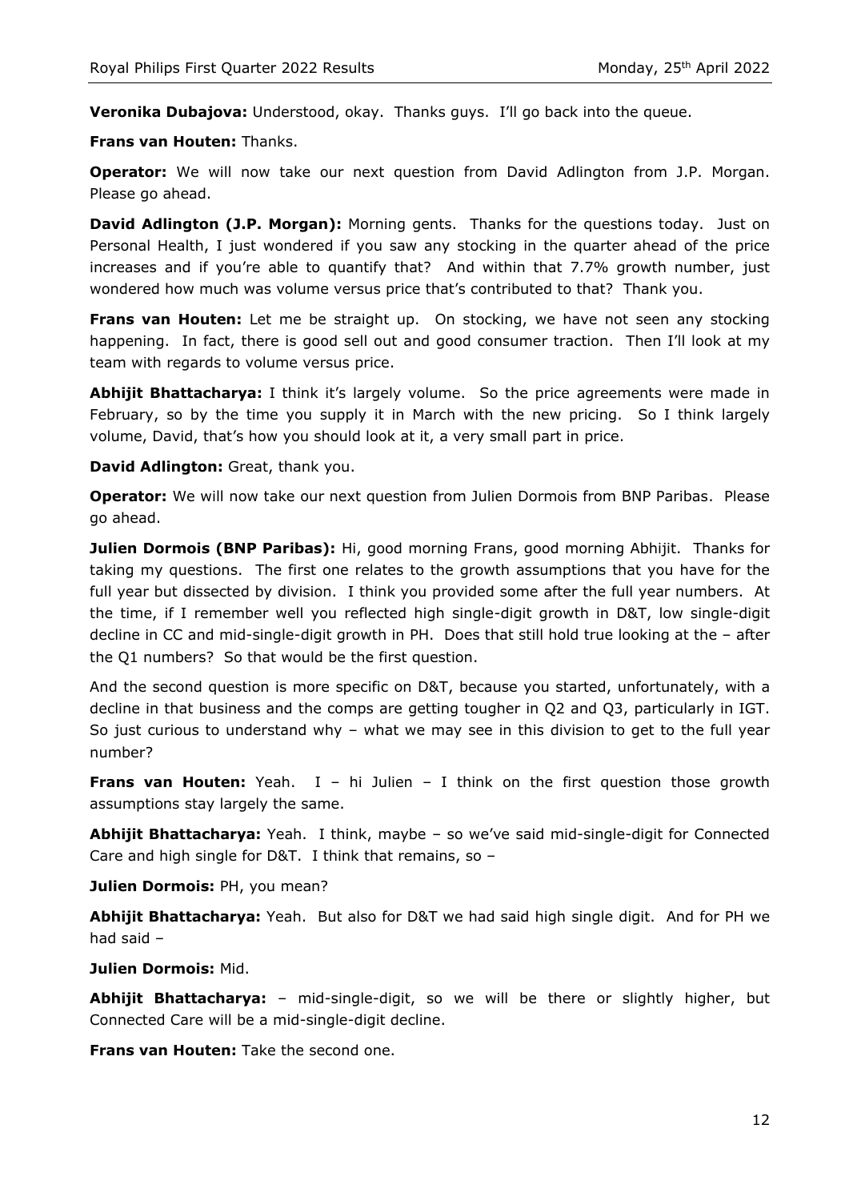**Veronika Dubajova:** Understood, okay. Thanks guys. I'll go back into the queue.

**Frans van Houten:** Thanks.

**Operator:** We will now take our next question from David Adlington from J.P. Morgan. Please go ahead.

**David Adlington (J.P. Morgan):** Morning gents. Thanks for the questions today. Just on Personal Health, I just wondered if you saw any stocking in the quarter ahead of the price increases and if you're able to quantify that? And within that 7.7% growth number, just wondered how much was volume versus price that's contributed to that? Thank you.

**Frans van Houten:** Let me be straight up. On stocking, we have not seen any stocking happening. In fact, there is good sell out and good consumer traction. Then I'll look at my team with regards to volume versus price.

**Abhijit Bhattacharya:** I think it's largely volume. So the price agreements were made in February, so by the time you supply it in March with the new pricing. So I think largely volume, David, that's how you should look at it, a very small part in price.

**David Adlington:** Great, thank you.

**Operator:** We will now take our next question from Julien Dormois from BNP Paribas. Please go ahead.

**Julien Dormois (BNP Paribas):** Hi, good morning Frans, good morning Abhijit. Thanks for taking my questions. The first one relates to the growth assumptions that you have for the full year but dissected by division. I think you provided some after the full year numbers. At the time, if I remember well you reflected high single-digit growth in D&T, low single-digit decline in CC and mid-single-digit growth in PH. Does that still hold true looking at the – after the Q1 numbers? So that would be the first question.

And the second question is more specific on D&T, because you started, unfortunately, with a decline in that business and the comps are getting tougher in Q2 and Q3, particularly in IGT. So just curious to understand why – what we may see in this division to get to the full year number?

**Frans van Houten:** Yeah. I – hi Julien – I think on the first question those growth assumptions stay largely the same.

**Abhijit Bhattacharya:** Yeah. I think, maybe – so we've said mid-single-digit for Connected Care and high single for D&T. I think that remains, so –

**Julien Dormois:** PH, you mean?

**Abhijit Bhattacharya:** Yeah. But also for D&T we had said high single digit. And for PH we had said –

**Julien Dormois:** Mid.

**Abhijit Bhattacharya:** – mid-single-digit, so we will be there or slightly higher, but Connected Care will be a mid-single-digit decline.

**Frans van Houten:** Take the second one.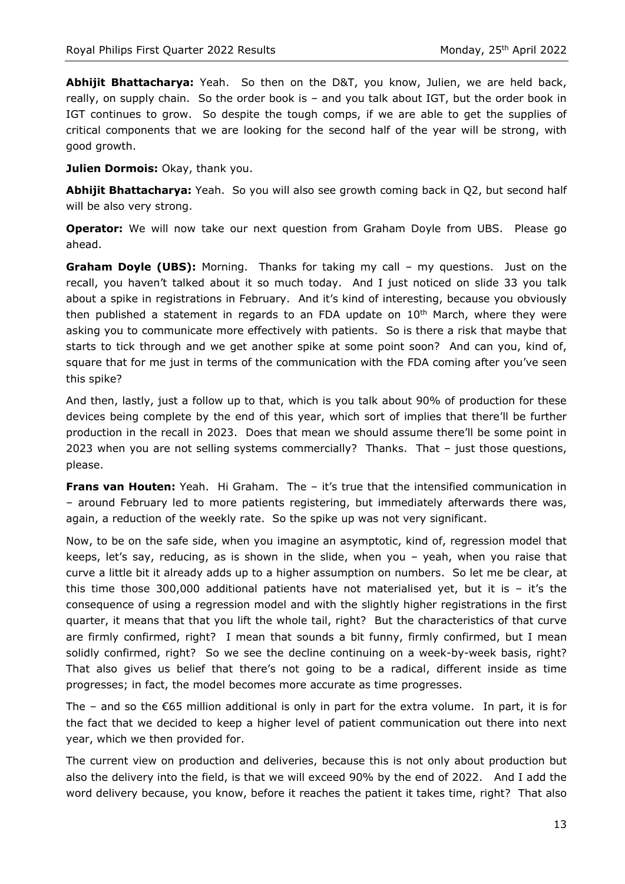**Abhijit Bhattacharya:** Yeah. So then on the D&T, you know, Julien, we are held back, really, on supply chain. So the order book is – and you talk about IGT, but the order book in IGT continues to grow. So despite the tough comps, if we are able to get the supplies of critical components that we are looking for the second half of the year will be strong, with good growth.

**Julien Dormois:** Okay, thank you.

**Abhijit Bhattacharya:** Yeah. So you will also see growth coming back in Q2, but second half will be also very strong.

**Operator:** We will now take our next question from Graham Doyle from UBS. Please go ahead.

**Graham Doyle (UBS):** Morning. Thanks for taking my call – my questions. Just on the recall, you haven't talked about it so much today. And I just noticed on slide 33 you talk about a spike in registrations in February. And it's kind of interesting, because you obviously then published a statement in regards to an FDA update on 10th March, where they were asking you to communicate more effectively with patients. So is there a risk that maybe that starts to tick through and we get another spike at some point soon? And can you, kind of, square that for me just in terms of the communication with the FDA coming after you've seen this spike?

And then, lastly, just a follow up to that, which is you talk about 90% of production for these devices being complete by the end of this year, which sort of implies that there'll be further production in the recall in 2023. Does that mean we should assume there'll be some point in 2023 when you are not selling systems commercially? Thanks. That – just those questions, please.

**Frans van Houten:** Yeah. Hi Graham. The – it's true that the intensified communication in – around February led to more patients registering, but immediately afterwards there was, again, a reduction of the weekly rate. So the spike up was not very significant.

Now, to be on the safe side, when you imagine an asymptotic, kind of, regression model that keeps, let's say, reducing, as is shown in the slide, when you – yeah, when you raise that curve a little bit it already adds up to a higher assumption on numbers. So let me be clear, at this time those 300,000 additional patients have not materialised yet, but it is – it's the consequence of using a regression model and with the slightly higher registrations in the first quarter, it means that that you lift the whole tail, right? But the characteristics of that curve are firmly confirmed, right? I mean that sounds a bit funny, firmly confirmed, but I mean solidly confirmed, right? So we see the decline continuing on a week-by-week basis, right? That also gives us belief that there's not going to be a radical, different inside as time progresses; in fact, the model becomes more accurate as time progresses.

The – and so the €65 million additional is only in part for the extra volume. In part, it is for the fact that we decided to keep a higher level of patient communication out there into next year, which we then provided for.

The current view on production and deliveries, because this is not only about production but also the delivery into the field, is that we will exceed 90% by the end of 2022. And I add the word delivery because, you know, before it reaches the patient it takes time, right? That also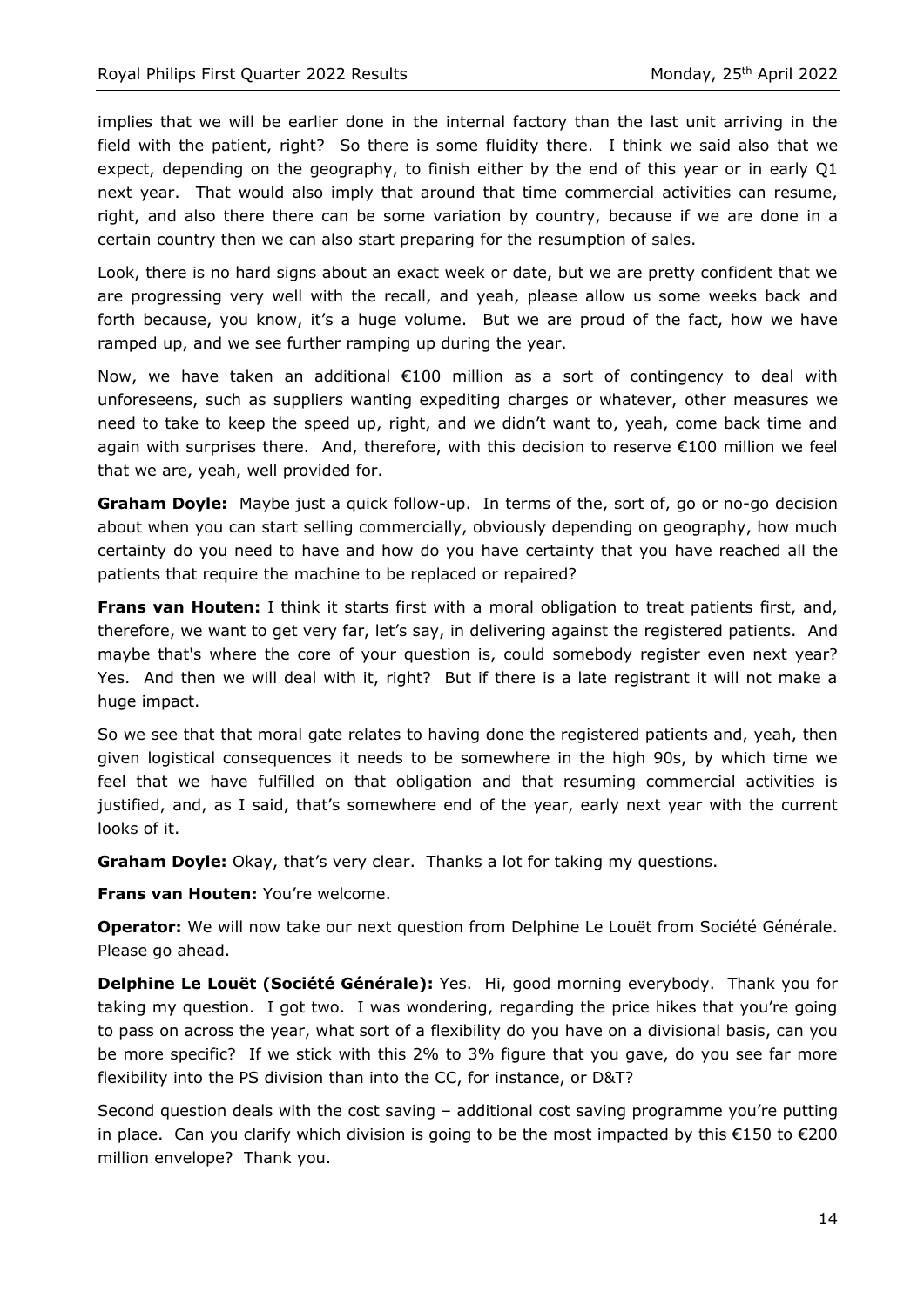implies that we will be earlier done in the internal factory than the last unit arriving in the field with the patient, right? So there is some fluidity there. I think we said also that we expect, depending on the geography, to finish either by the end of this year or in early Q1 next year. That would also imply that around that time commercial activities can resume, right, and also there there can be some variation by country, because if we are done in a certain country then we can also start preparing for the resumption of sales.

Look, there is no hard signs about an exact week or date, but we are pretty confident that we are progressing very well with the recall, and yeah, please allow us some weeks back and forth because, you know, it's a huge volume. But we are proud of the fact, how we have ramped up, and we see further ramping up during the year.

Now, we have taken an additional €100 million as a sort of contingency to deal with unforeseens, such as suppliers wanting expediting charges or whatever, other measures we need to take to keep the speed up, right, and we didn't want to, yeah, come back time and again with surprises there. And, therefore, with this decision to reserve €100 million we feel that we are, yeah, well provided for.

**Graham Doyle:** Maybe just a quick follow-up. In terms of the, sort of, go or no-go decision about when you can start selling commercially, obviously depending on geography, how much certainty do you need to have and how do you have certainty that you have reached all the patients that require the machine to be replaced or repaired?

**Frans van Houten:** I think it starts first with a moral obligation to treat patients first, and, therefore, we want to get very far, let's say, in delivering against the registered patients. And maybe that's where the core of your question is, could somebody register even next year? Yes. And then we will deal with it, right? But if there is a late registrant it will not make a huge impact.

So we see that that moral gate relates to having done the registered patients and, yeah, then given logistical consequences it needs to be somewhere in the high 90s, by which time we feel that we have fulfilled on that obligation and that resuming commercial activities is justified, and, as I said, that's somewhere end of the year, early next year with the current looks of it.

**Graham Doyle:** Okay, that's very clear. Thanks a lot for taking my questions.

**Frans van Houten:** You're welcome.

**Operator:** We will now take our next question from Delphine Le Louët from Société Générale. Please go ahead.

**Delphine Le Louët (Société Générale):** Yes. Hi, good morning everybody. Thank you for taking my question. I got two. I was wondering, regarding the price hikes that you're going to pass on across the year, what sort of a flexibility do you have on a divisional basis, can you be more specific? If we stick with this 2% to 3% figure that you gave, do you see far more flexibility into the PS division than into the CC, for instance, or D&T?

Second question deals with the cost saving – additional cost saving programme you're putting in place. Can you clarify which division is going to be the most impacted by this €150 to €200 million envelope? Thank you.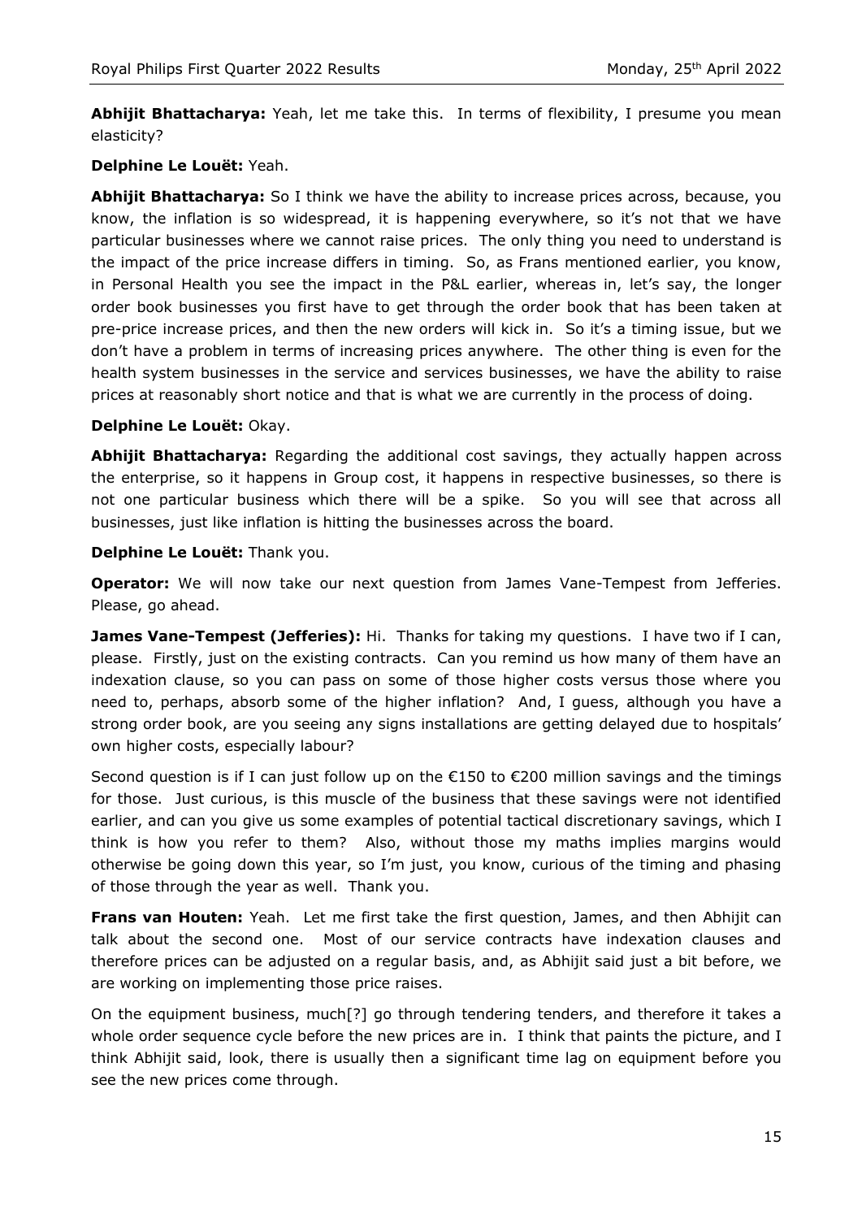**Abhijit Bhattacharya:** Yeah, let me take this. In terms of flexibility, I presume you mean elasticity?

**Delphine Le Louët:** Yeah.

**Abhijit Bhattacharya:** So I think we have the ability to increase prices across, because, you know, the inflation is so widespread, it is happening everywhere, so it's not that we have particular businesses where we cannot raise prices. The only thing you need to understand is the impact of the price increase differs in timing. So, as Frans mentioned earlier, you know, in Personal Health you see the impact in the P&L earlier, whereas in, let's say, the longer order book businesses you first have to get through the order book that has been taken at pre-price increase prices, and then the new orders will kick in. So it's a timing issue, but we don't have a problem in terms of increasing prices anywhere. The other thing is even for the health system businesses in the service and services businesses, we have the ability to raise prices at reasonably short notice and that is what we are currently in the process of doing.

**Delphine Le Louët:** Okay.

**Abhijit Bhattacharya:** Regarding the additional cost savings, they actually happen across the enterprise, so it happens in Group cost, it happens in respective businesses, so there is not one particular business which there will be a spike. So you will see that across all businesses, just like inflation is hitting the businesses across the board.

**Delphine Le Louët:** Thank you.

**Operator:** We will now take our next question from James Vane-Tempest from Jefferies. Please, go ahead.

**James Vane-Tempest (Jefferies):** Hi. Thanks for taking my questions. I have two if I can, please. Firstly, just on the existing contracts. Can you remind us how many of them have an indexation clause, so you can pass on some of those higher costs versus those where you need to, perhaps, absorb some of the higher inflation? And, I guess, although you have a strong order book, are you seeing any signs installations are getting delayed due to hospitals' own higher costs, especially labour?

Second question is if I can just follow up on the €150 to €200 million savings and the timings for those. Just curious, is this muscle of the business that these savings were not identified earlier, and can you give us some examples of potential tactical discretionary savings, which I think is how you refer to them? Also, without those my maths implies margins would otherwise be going down this year, so I'm just, you know, curious of the timing and phasing of those through the year as well. Thank you.

**Frans van Houten:** Yeah. Let me first take the first question, James, and then Abhijit can talk about the second one. Most of our service contracts have indexation clauses and therefore prices can be adjusted on a regular basis, and, as Abhijit said just a bit before, we are working on implementing those price raises.

On the equipment business, much[?] go through tendering tenders, and therefore it takes a whole order sequence cycle before the new prices are in. I think that paints the picture, and I think Abhijit said, look, there is usually then a significant time lag on equipment before you see the new prices come through.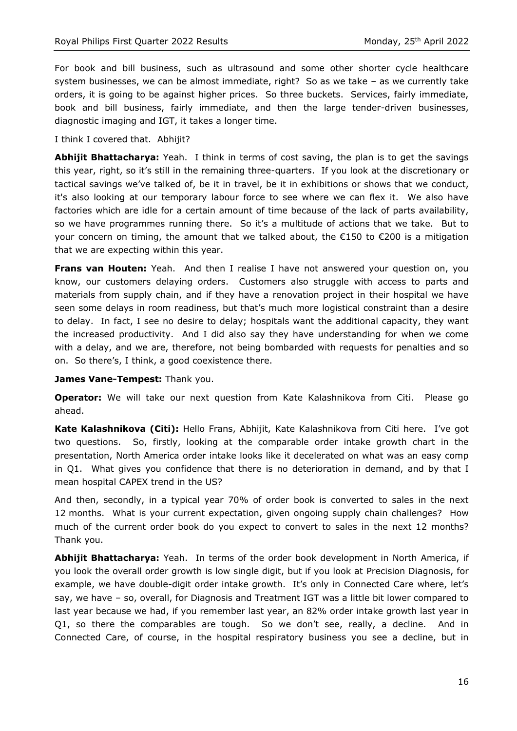For book and bill business, such as ultrasound and some other shorter cycle healthcare system businesses, we can be almost immediate, right? So as we take – as we currently take orders, it is going to be against higher prices. So three buckets. Services, fairly immediate, book and bill business, fairly immediate, and then the large tender-driven businesses, diagnostic imaging and IGT, it takes a longer time.

I think I covered that. Abhijit?

**Abhijit Bhattacharya:** Yeah. I think in terms of cost saving, the plan is to get the savings this year, right, so it's still in the remaining three-quarters. If you look at the discretionary or tactical savings we've talked of, be it in travel, be it in exhibitions or shows that we conduct, it's also looking at our temporary labour force to see where we can flex it. We also have factories which are idle for a certain amount of time because of the lack of parts availability, so we have programmes running there. So it's a multitude of actions that we take. But to your concern on timing, the amount that we talked about, the €150 to €200 is a mitigation that we are expecting within this year.

**Frans van Houten:** Yeah. And then I realise I have not answered your question on, you know, our customers delaying orders. Customers also struggle with access to parts and materials from supply chain, and if they have a renovation project in their hospital we have seen some delays in room readiness, but that's much more logistical constraint than a desire to delay. In fact, I see no desire to delay; hospitals want the additional capacity, they want the increased productivity. And I did also say they have understanding for when we come with a delay, and we are, therefore, not being bombarded with requests for penalties and so on. So there's, I think, a good coexistence there.

**James Vane-Tempest:** Thank you.

**Operator:** We will take our next question from Kate Kalashnikova from Citi. Please go ahead.

**Kate Kalashnikova (Citi):** Hello Frans, Abhijit, Kate Kalashnikova from Citi here. I've got two questions. So, firstly, looking at the comparable order intake growth chart in the presentation, North America order intake looks like it decelerated on what was an easy comp in Q1. What gives you confidence that there is no deterioration in demand, and by that I mean hospital CAPEX trend in the US?

And then, secondly, in a typical year 70% of order book is converted to sales in the next 12 months. What is your current expectation, given ongoing supply chain challenges? How much of the current order book do you expect to convert to sales in the next 12 months? Thank you.

**Abhijit Bhattacharya:** Yeah. In terms of the order book development in North America, if you look the overall order growth is low single digit, but if you look at Precision Diagnosis, for example, we have double-digit order intake growth. It's only in Connected Care where, let's say, we have – so, overall, for Diagnosis and Treatment IGT was a little bit lower compared to last year because we had, if you remember last year, an 82% order intake growth last year in Q1, so there the comparables are tough. So we don't see, really, a decline. And in Connected Care, of course, in the hospital respiratory business you see a decline, but in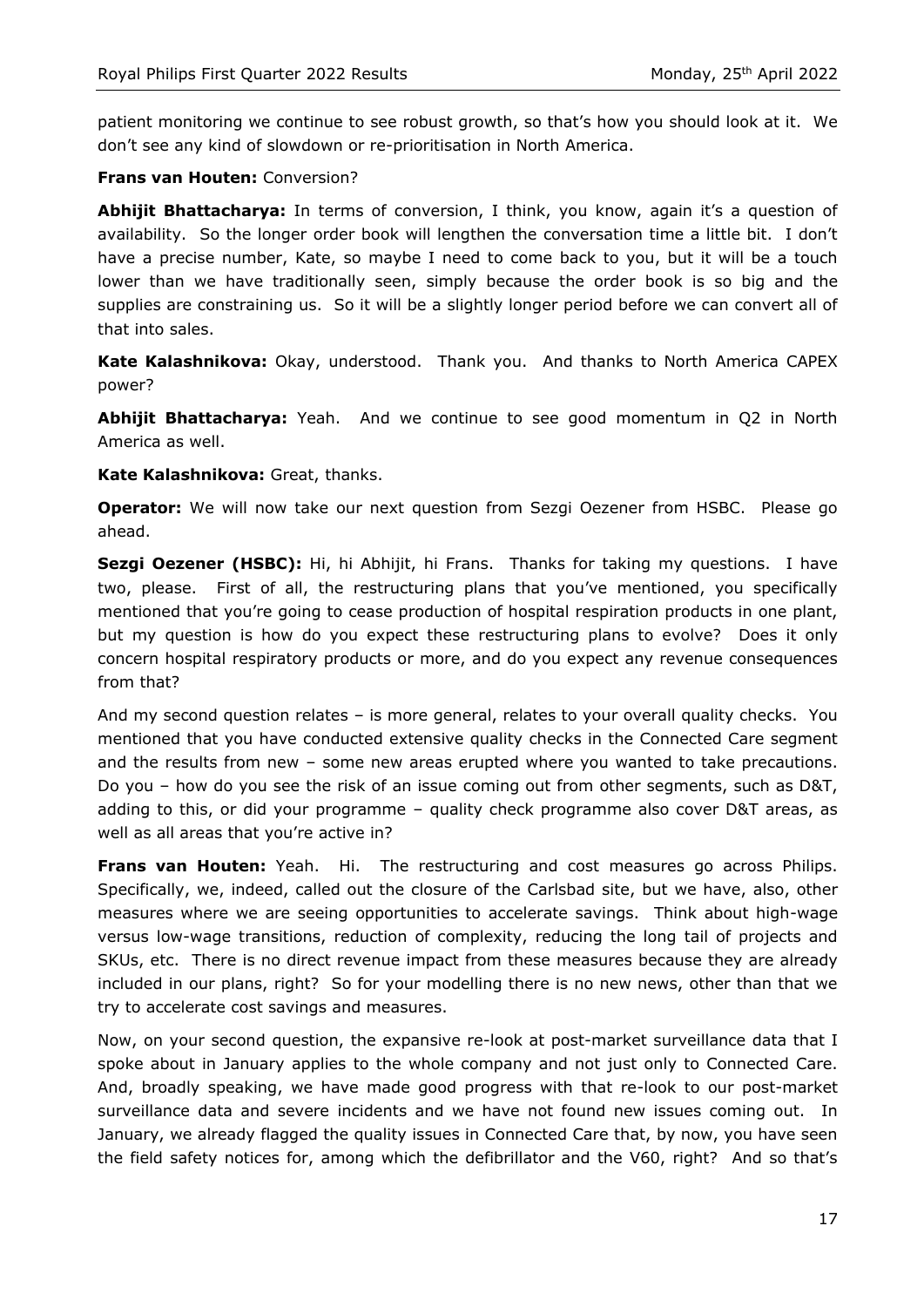patient monitoring we continue to see robust growth, so that's how you should look at it. We don't see any kind of slowdown or re-prioritisation in North America.

**Frans van Houten:** Conversion?

**Abhijit Bhattacharya:** In terms of conversion, I think, you know, again it's a question of availability. So the longer order book will lengthen the conversation time a little bit. I don't have a precise number, Kate, so maybe I need to come back to you, but it will be a touch lower than we have traditionally seen, simply because the order book is so big and the supplies are constraining us. So it will be a slightly longer period before we can convert all of that into sales.

**Kate Kalashnikova:** Okay, understood. Thank you. And thanks to North America CAPEX power?

**Abhijit Bhattacharya:** Yeah. And we continue to see good momentum in Q2 in North America as well.

**Kate Kalashnikova:** Great, thanks.

**Operator:** We will now take our next question from Sezgi Oezener from HSBC. Please go ahead.

**Sezgi Oezener (HSBC):** Hi, hi Abhijit, hi Frans. Thanks for taking my questions. I have two, please. First of all, the restructuring plans that you've mentioned, you specifically mentioned that you're going to cease production of hospital respiration products in one plant, but my question is how do you expect these restructuring plans to evolve? Does it only concern hospital respiratory products or more, and do you expect any revenue consequences from that?

And my second question relates – is more general, relates to your overall quality checks. You mentioned that you have conducted extensive quality checks in the Connected Care segment and the results from new – some new areas erupted where you wanted to take precautions. Do you – how do you see the risk of an issue coming out from other segments, such as D&T, adding to this, or did your programme – quality check programme also cover D&T areas, as well as all areas that you're active in?

**Frans van Houten:** Yeah. Hi. The restructuring and cost measures go across Philips. Specifically, we, indeed, called out the closure of the Carlsbad site, but we have, also, other measures where we are seeing opportunities to accelerate savings. Think about high-wage versus low-wage transitions, reduction of complexity, reducing the long tail of projects and SKUs, etc. There is no direct revenue impact from these measures because they are already included in our plans, right? So for your modelling there is no new news, other than that we try to accelerate cost savings and measures.

Now, on your second question, the expansive re-look at post-market surveillance data that I spoke about in January applies to the whole company and not just only to Connected Care. And, broadly speaking, we have made good progress with that re-look to our post-market surveillance data and severe incidents and we have not found new issues coming out. In January, we already flagged the quality issues in Connected Care that, by now, you have seen the field safety notices for, among which the defibrillator and the V60, right? And so that's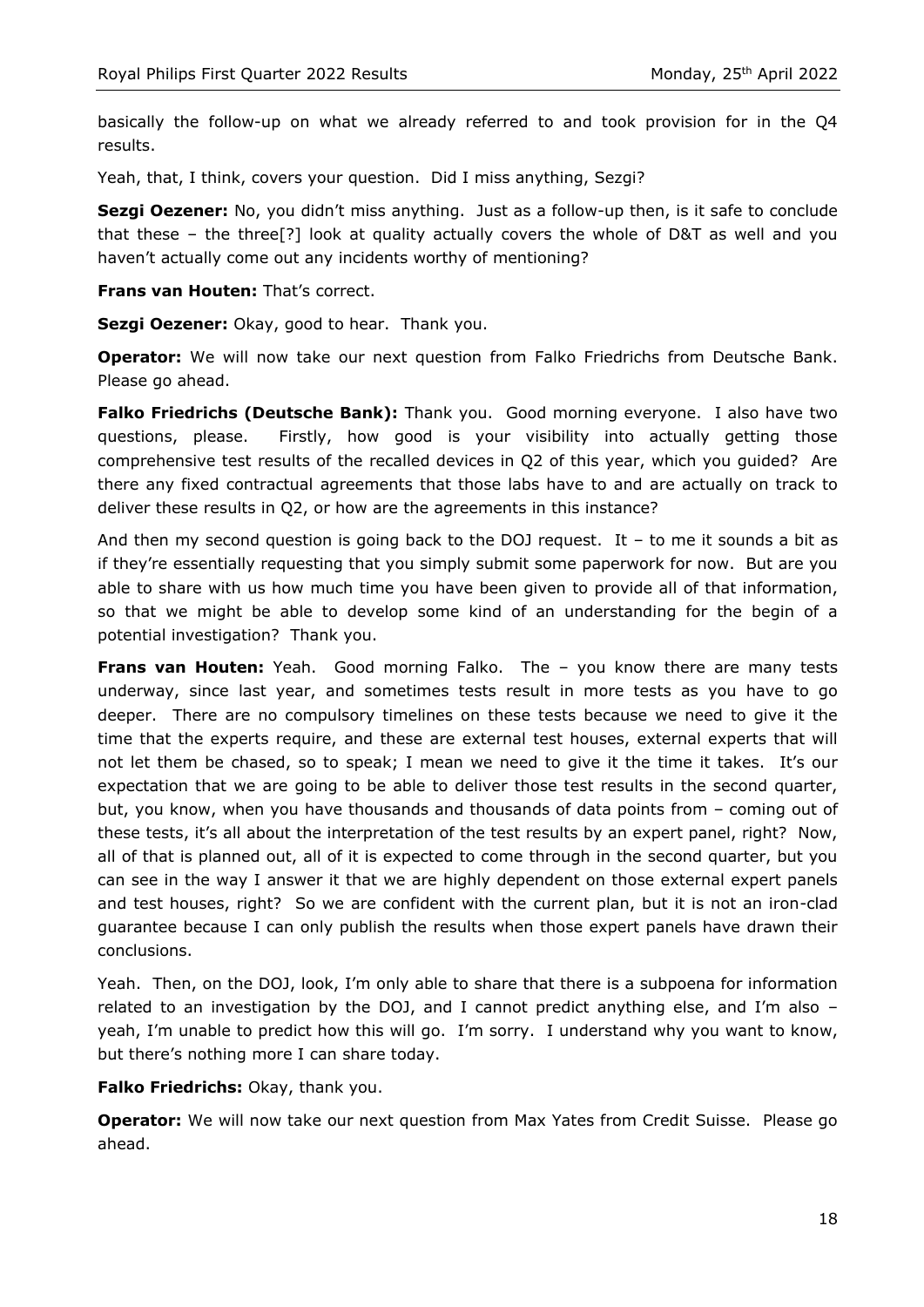basically the follow-up on what we already referred to and took provision for in the Q4 results.

Yeah, that, I think, covers your question. Did I miss anything, Sezgi?

**Sezgi Oezener:** No, you didn't miss anything. Just as a follow-up then, is it safe to conclude that these – the three[?] look at quality actually covers the whole of D&T as well and you haven't actually come out any incidents worthy of mentioning?

**Frans van Houten:** That's correct.

**Sezgi Oezener:** Okay, good to hear. Thank you.

**Operator:** We will now take our next question from Falko Friedrichs from Deutsche Bank. Please go ahead.

**Falko Friedrichs (Deutsche Bank):** Thank you. Good morning everyone. I also have two questions, please. Firstly, how good is your visibility into actually getting those comprehensive test results of the recalled devices in Q2 of this year, which you guided? Are there any fixed contractual agreements that those labs have to and are actually on track to deliver these results in Q2, or how are the agreements in this instance?

And then my second question is going back to the DOJ request. It – to me it sounds a bit as if they're essentially requesting that you simply submit some paperwork for now. But are you able to share with us how much time you have been given to provide all of that information, so that we might be able to develop some kind of an understanding for the begin of a potential investigation? Thank you.

**Frans van Houten:** Yeah. Good morning Falko. The – you know there are many tests underway, since last year, and sometimes tests result in more tests as you have to go deeper. There are no compulsory timelines on these tests because we need to give it the time that the experts require, and these are external test houses, external experts that will not let them be chased, so to speak; I mean we need to give it the time it takes. It's our expectation that we are going to be able to deliver those test results in the second quarter, but, you know, when you have thousands and thousands of data points from – coming out of these tests, it's all about the interpretation of the test results by an expert panel, right? Now, all of that is planned out, all of it is expected to come through in the second quarter, but you can see in the way I answer it that we are highly dependent on those external expert panels and test houses, right? So we are confident with the current plan, but it is not an iron-clad guarantee because I can only publish the results when those expert panels have drawn their conclusions.

Yeah. Then, on the DOJ, look, I'm only able to share that there is a subpoena for information related to an investigation by the DOJ, and I cannot predict anything else, and I'm also – yeah, I'm unable to predict how this will go. I'm sorry. I understand why you want to know, but there's nothing more I can share today.

**Falko Friedrichs:** Okay, thank you.

**Operator:** We will now take our next question from Max Yates from Credit Suisse. Please go ahead.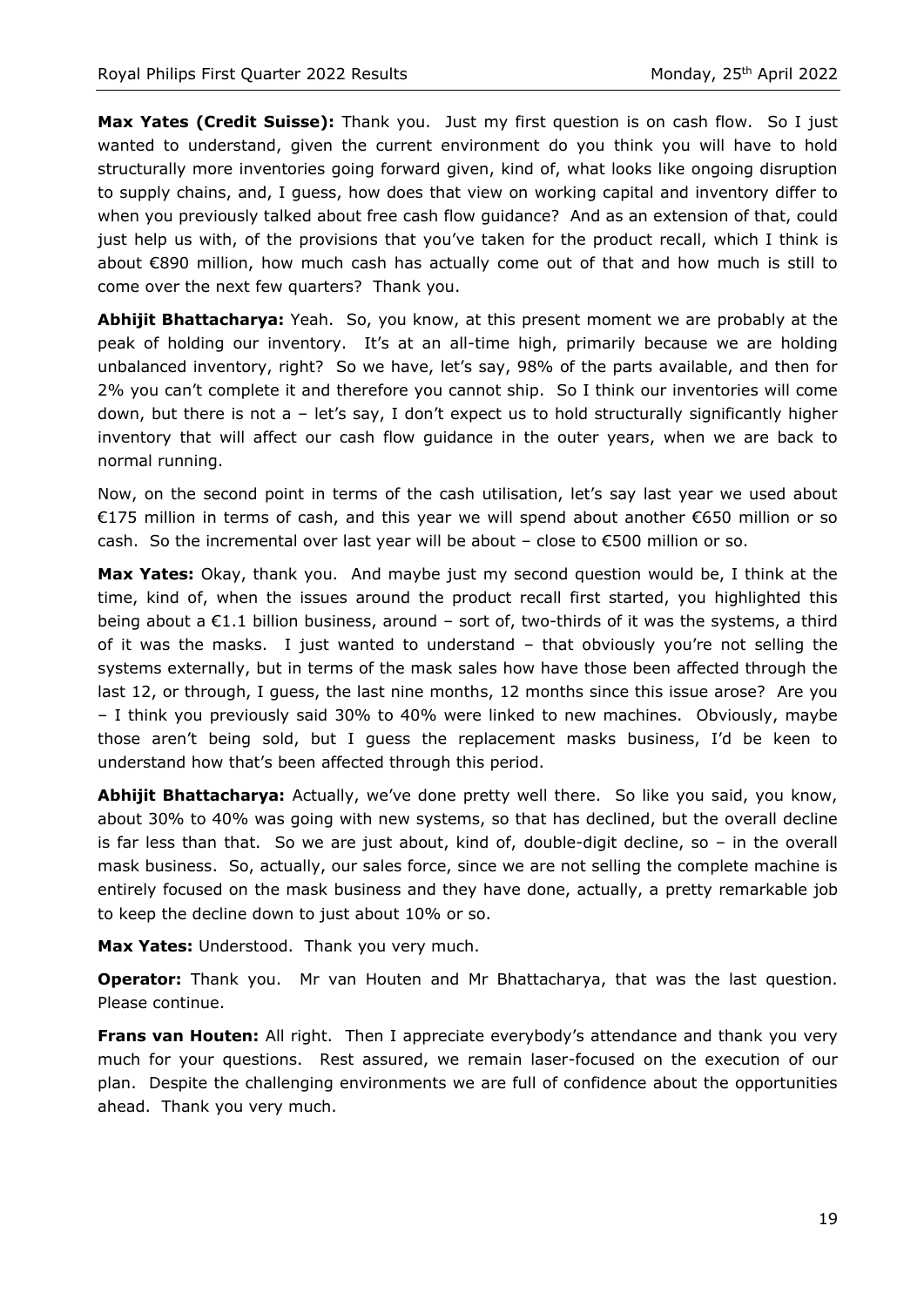**Max Yates (Credit Suisse):** Thank you. Just my first question is on cash flow. So I just wanted to understand, given the current environment do you think you will have to hold structurally more inventories going forward given, kind of, what looks like ongoing disruption to supply chains, and, I guess, how does that view on working capital and inventory differ to when you previously talked about free cash flow guidance? And as an extension of that, could just help us with, of the provisions that you've taken for the product recall, which I think is about €890 million, how much cash has actually come out of that and how much is still to come over the next few quarters? Thank you.

**Abhijit Bhattacharya:** Yeah. So, you know, at this present moment we are probably at the peak of holding our inventory. It's at an all-time high, primarily because we are holding unbalanced inventory, right? So we have, let's say, 98% of the parts available, and then for 2% you can't complete it and therefore you cannot ship. So I think our inventories will come down, but there is not a – let's say, I don't expect us to hold structurally significantly higher inventory that will affect our cash flow guidance in the outer years, when we are back to normal running.

Now, on the second point in terms of the cash utilisation, let's say last year we used about €175 million in terms of cash, and this year we will spend about another €650 million or so cash. So the incremental over last year will be about – close to €500 million or so.

**Max Yates:** Okay, thank you. And maybe just my second question would be, I think at the time, kind of, when the issues around the product recall first started, you highlighted this being about a €1.1 billion business, around – sort of, two-thirds of it was the systems, a third of it was the masks. I just wanted to understand – that obviously you're not selling the systems externally, but in terms of the mask sales how have those been affected through the last 12, or through, I guess, the last nine months, 12 months since this issue arose? Are you – I think you previously said 30% to 40% were linked to new machines. Obviously, maybe those aren't being sold, but I guess the replacement masks business, I'd be keen to understand how that's been affected through this period.

**Abhijit Bhattacharya:** Actually, we've done pretty well there. So like you said, you know, about 30% to 40% was going with new systems, so that has declined, but the overall decline is far less than that. So we are just about, kind of, double-digit decline, so – in the overall mask business. So, actually, our sales force, since we are not selling the complete machine is entirely focused on the mask business and they have done, actually, a pretty remarkable job to keep the decline down to just about 10% or so.

**Max Yates:** Understood. Thank you very much.

**Operator:** Thank you. Mr van Houten and Mr Bhattacharya, that was the last question. Please continue.

**Frans van Houten:** All right. Then I appreciate everybody's attendance and thank you very much for your questions. Rest assured, we remain laser-focused on the execution of our plan. Despite the challenging environments we are full of confidence about the opportunities ahead. Thank you very much.